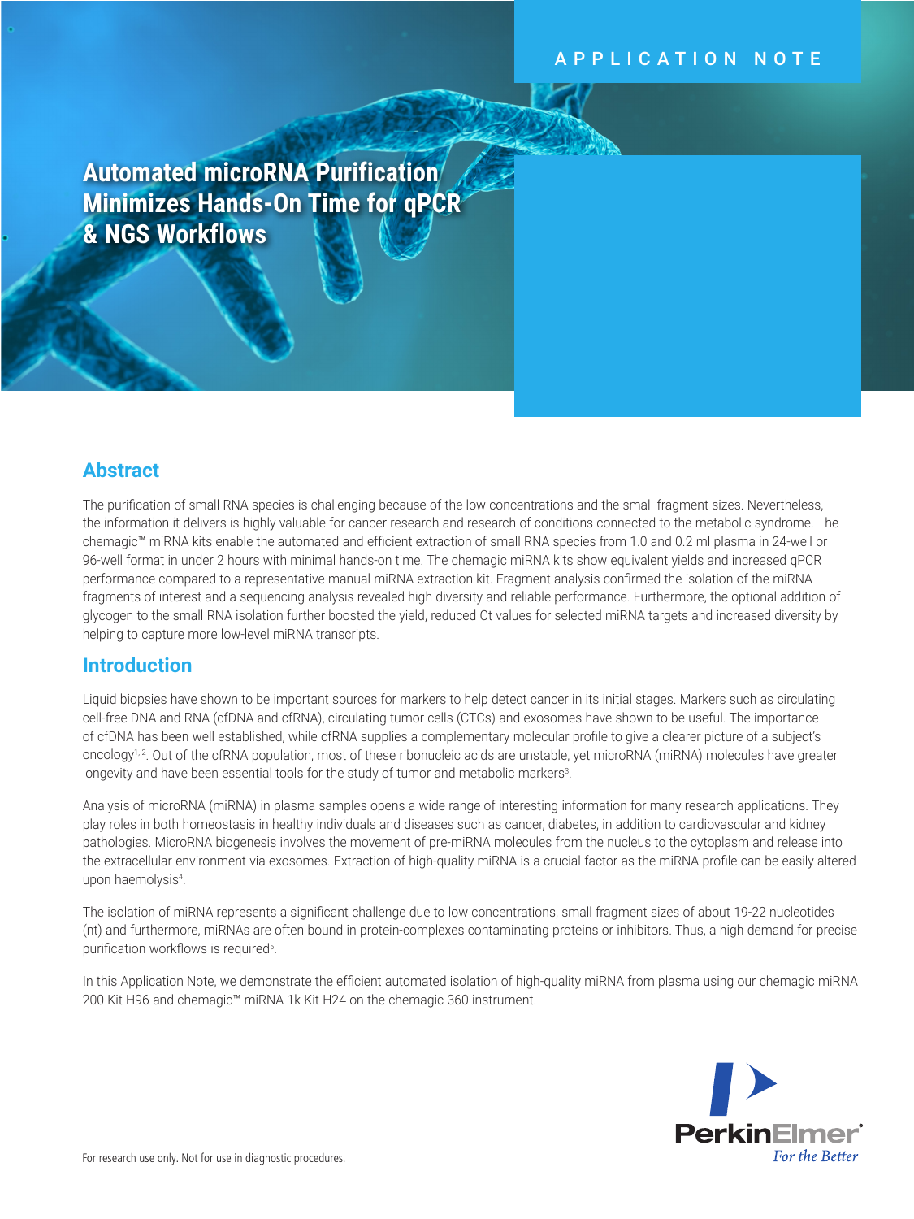APPLICATION NOTE

# Automated microRNA Purification Minimizes Hands-On Time for qPCR & NGS Workflows

## Abstract

The purification of small RNA species is challenging because of the low concentrations and the small fragment sizes. Nevertheless, the information it delivers is highly valuable for cancer research and research of conditions connected to the metabolic syndrome. The chemagic™ miRNA kits enable the automated and efficient extraction of small RNA species from 1.0 and 0.2 ml plasma in 24-well or 96-well format in under 2 hours with minimal hands-on time. The chemagic miRNA kits show equivalent yields and increased qPCR performance compared to a representative manual miRNA extraction kit. Fragment analysis confirmed the isolation of the miRNA fragments of interest and a sequencing analysis revealed high diversity and reliable performance. Furthermore, the optional addition of glycogen to the small RNA isolation further boosted the yield, reduced Ct values for selected miRNA targets and increased diversity by helping to capture more low-level miRNA transcripts.

## Introduction

Liquid biopsies have shown to be important sources for markers to help detect cancer in its initial stages. Markers such as circulating cell-free DNA and RNA (cfDNA and cfRNA), circulating tumor cells (CTCs) and exosomes have shown to be useful. The importance of cfDNA has been well established, while cfRNA supplies a complementary molecular profile to give a clearer picture of a subject's oncology[1, 2]. Out of the cfRNA population, most of these ribonucleic acids are unstable, yet microRNA (miRNA) molecules have greater longevity and have been essential tools for the study of tumor and metabolic markers[3].

Analysis of microRNA (miRNA) in plasma samples opens a wide range of interesting information for many research applications. They play roles in both homeostasis in healthy individuals and diseases such as cancer, diabetes, in addition to cardiovascular and kidney pathologies. MicroRNA biogenesis involves the movement of pre-miRNA molecules from the nucleus to the cytoplasm and release into the extracellular environment via exosomes. Extraction of high-quality miRNA is a crucial factor as the miRNA profile can be easily altered upon haemolysis[4].

The isolation of miRNA represents a significant challenge due to low concentrations, small fragment sizes of about 19-22 nucleotides (nt) and furthermore, miRNAs are often bound in protein-complexes contaminating proteins or inhibitors. Thus, a high demand for precise purification workflows is required[5].

In this Application Note, we demonstrate the efficient automated isolation of high-quality miRNA from plasma using our chemagic miRNA 200 Kit H96 and chemagic™ miRNA 1k Kit H24 on the chemagic 360 instrument.

For research use only. Not for use in diagnostic procedures.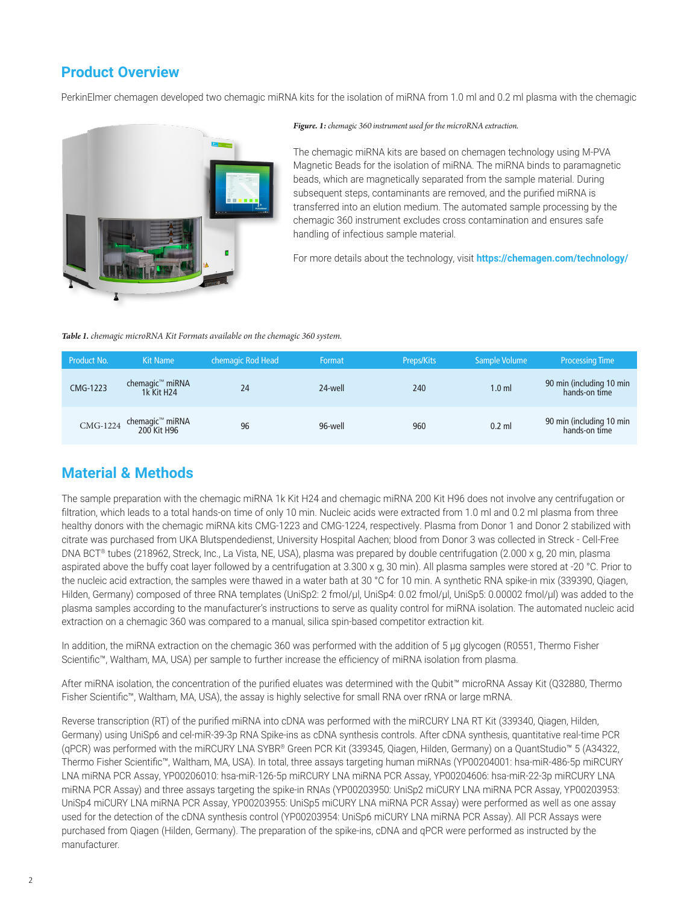## Product Overview

PerkinElmer chemagen developed two chemagic miRNA kits for the isolation of miRNA from 1.0 ml and 0.2 ml plasma with the chemagic

*Figure. 1: chemagic 360 instrument used for the microRNA extraction.*

The chemagic miRNA kits are based on chemagen technology using M-PVA Magnetic Beads for the isolation of miRNA. The miRNA binds to paramagnetic beads, which are magnetically separated from the sample material. During subsequent steps, contaminants are removed, and the purified miRNA is transferred into an elution medium. The automated sample processing by the chemagic 360 instrument excludes cross contamination and ensures safe handling of infectious sample material.

For more details about the technology, visit **https://chemagen.com/technology/**

*Table 1. chemagic microRNA Kit Formats available on the chemagic 360 system.*

| Product No. | Kit Name | chemagic Rod Head | Format | Preps/Kits | Sample Volume | Processing Time |
|---|---|---|---|---|---|---|
| CMG-1223 | chemagic™ miRNA 1k Kit H24 | 24 | 24-well | 240 | 1.0 ml | 90 min (including 10 min hands-on time |
| CMG-1224 | chemagic™ miRNA 200 Kit H96 | 96 | 96-well | 960 | 0.2 ml | 90 min (including 10 min hands-on time |

## Material & Methods

The sample preparation with the chemagic miRNA 1k Kit H24 and chemagic miRNA 200 Kit H96 does not involve any centrifugation or filtration, which leads to a total hands-on time of only 10 min. Nucleic acids were extracted from 1.0 ml and 0.2 ml plasma from three healthy donors with the chemagic miRNA kits CMG-1223 and CMG-1224, respectively. Plasma from Donor 1 and Donor 2 stabilized with citrate was purchased from UKA Blutspendedienst, University Hospital Aachen; blood from Donor 3 was collected in Streck - Cell-Free DNA BCT® tubes (218962, Streck, Inc., La Vista, NE, USA), plasma was prepared by double centrifugation (2.000 x g, 20 min, plasma aspirated above the buffy coat layer followed by a centrifugation at 3.300 x g, 30 min). All plasma samples were stored at -20 °C. Prior to the nucleic acid extraction, the samples were thawed in a water bath at 30 °C for 10 min. A synthetic RNA spike-in mix (339390, Qiagen, Hilden, Germany) composed of three RNA templates (UniSp2: 2 fmol/µl, UniSp4: 0.02 fmol/µl, UniSp5: 0.00002 fmol/µl) was added to the plasma samples according to the manufacturer's instructions to serve as quality control for miRNA isolation. The automated nucleic acid extraction on a chemagic 360 was compared to a manual, silica spin-based competitor extraction kit.

In addition, the miRNA extraction on the chemagic 360 was performed with the addition of 5 µg glycogen (R0551, Thermo Fisher Scientific™, Waltham, MA, USA) per sample to further increase the efficiency of miRNA isolation from plasma.

After miRNA isolation, the concentration of the purified eluates was determined with the Qubit™ microRNA Assay Kit (Q32880, Thermo Fisher Scientific™, Waltham, MA, USA), the assay is highly selective for small RNA over rRNA or large mRNA.

Reverse transcription (RT) of the purified miRNA into cDNA was performed with the miRCURY LNA RT Kit (339340, Qiagen, Hilden, Germany) using UniSp6 and cel-miR-39-3p RNA Spike-ins as cDNA synthesis controls. After cDNA synthesis, quantitative real-time PCR (qPCR) was performed with the miRCURY LNA SYBR® Green PCR Kit (339345, Qiagen, Hilden, Germany) on a QuantStudio™ 5 (A34322, Thermo Fisher Scientific™, Waltham, MA, USA). In total, three assays targeting human miRNAs (YP00204001: hsa-miR-486-5p miRCURY LNA miRNA PCR Assay, YP00206010: hsa-miR-126-5p miRCURY LNA miRNA PCR Assay, YP00204606: hsa-miR-22-3p miRCURY LNA miRNA PCR Assay) and three assays targeting the spike-in RNAs (YP00203950: UniSp2 miCURY LNA miRNA PCR Assay, YP00203953: UniSp4 miCURY LNA miRNA PCR Assay, YP00203955: UniSp5 miCURY LNA miRNA PCR Assay) were performed as well as one assay used for the detection of the cDNA synthesis control (YP00203954: UniSp6 miCURY LNA miRNA PCR Assay). All PCR Assays were purchased from Qiagen (Hilden, Germany). The preparation of the spike-ins, cDNA and qPCR were performed as instructed by the manufacturer.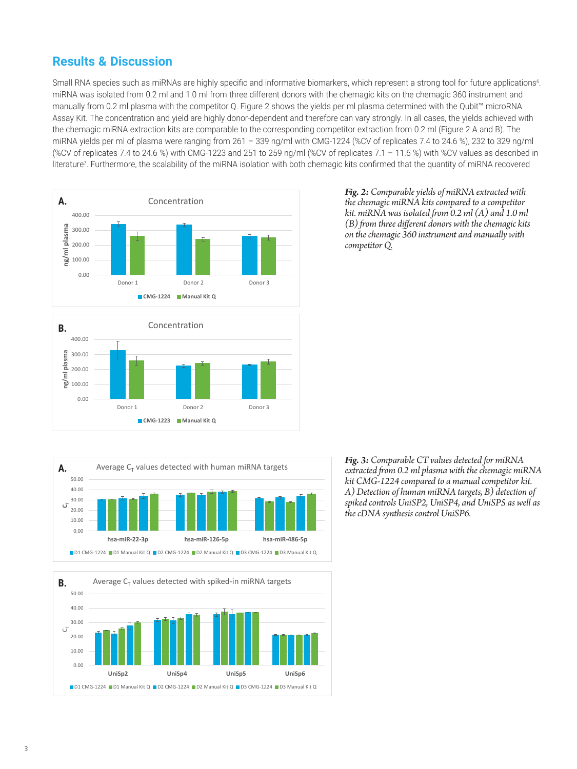## Results & Discussion

Small RNA species such as miRNAs are highly specific and informative biomarkers, which represent a strong tool for future applications[6]. miRNA was isolated from 0.2 ml and 1.0 ml from three different donors with the chemagic kits on the chemagic 360 instrument and manually from 0.2 ml plasma with the competitor Q. Figure 2 shows the yields per ml plasma determined with the Qubit™ microRNA Assay Kit. The concentration and yield are highly donor-dependent and therefore can vary strongly. In all cases, the yields achieved with the chemagic miRNA extraction kits are comparable to the corresponding competitor extraction from 0.2 ml (Figure 2 A and B). The miRNA yields per ml of plasma were ranging from 261 – 339 ng/ml with CMG-1224 (%CV of replicates 7.4 to 24.6 %), 232 to 329 ng/ml (%CV of replicates 7.4 to 24.6 %) with CMG-1223 and 251 to 259 ng/ml (%CV of replicates 7.1 – 11.6 %) with %CV values as described in literature[7]. Furthermore, the scalability of the miRNA isolation with both chemagic kits confirmed that the quantity of miRNA recovered

***Fig. 2:*** *Comparable yields of miRNA extracted with the chemagic miRNA kits compared to a competitor kit. miRNA was isolated from 0.2 ml (A) and 1.0 ml (B) from three different donors with the chemagic kits on the chemagic 360 instrument and manually with competitor Q.*

***Fig. 3:*** *Comparable CT values detected for miRNA extracted from 0.2 ml plasma with the chemagic miRNA kit CMG-1224 compared to a manual competitor kit. A) Detection of human miRNA targets, B) detection of spiked controls UniSP2, UniSP4, and UniSP5 as well as the cDNA synthesis control UniSP6.*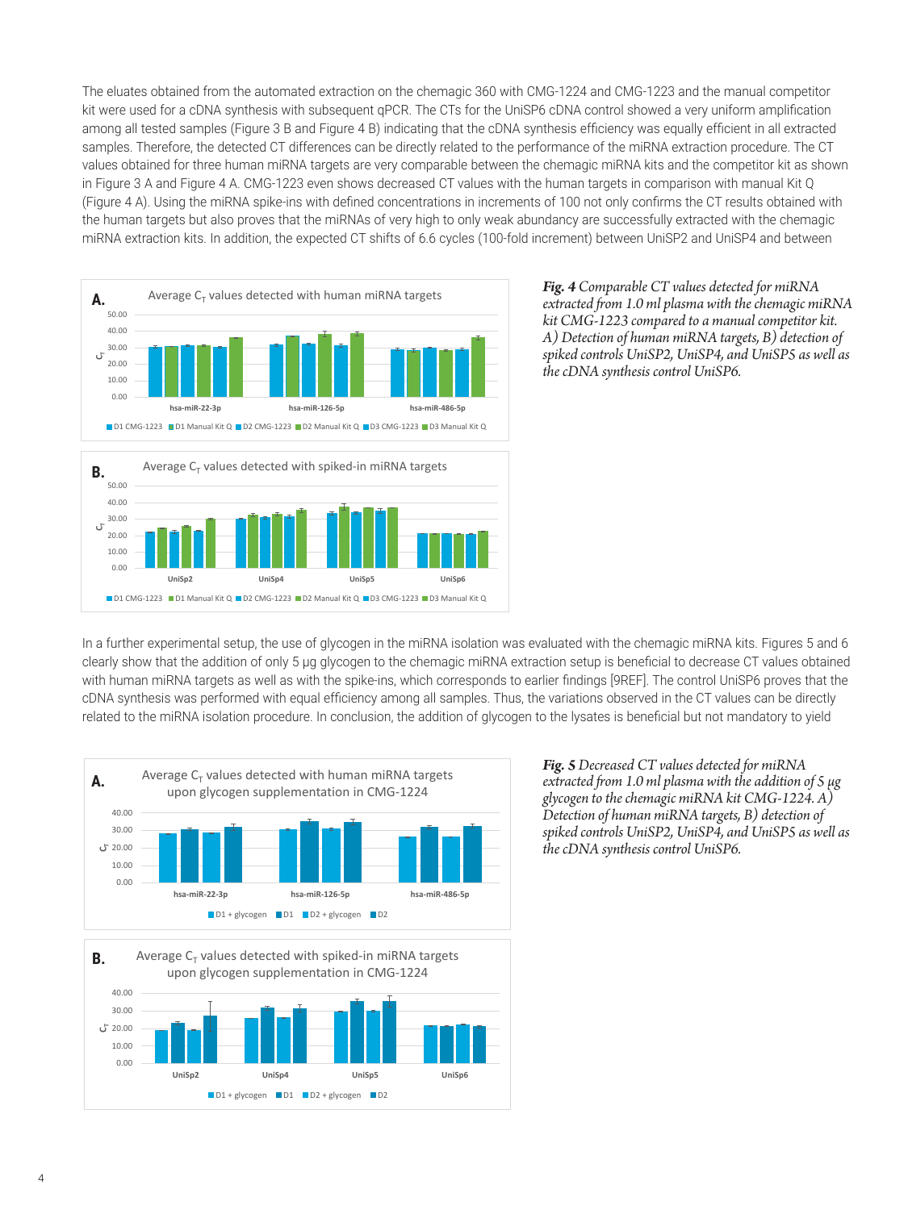The eluates obtained from the automated extraction on the chemagic 360 with CMG-1224 and CMG-1223 and the manual competitor kit were used for a cDNA synthesis with subsequent qPCR. The CTs for the UniSP6 cDNA control showed a very uniform amplification among all tested samples (Figure 3 B and Figure 4 B) indicating that the cDNA synthesis efficiency was equally efficient in all extracted samples. Therefore, the detected CT differences can be directly related to the performance of the miRNA extraction procedure. The CT values obtained for three human miRNA targets are very comparable between the chemagic miRNA kits and the competitor kit as shown in Figure 3 A and Figure 4 A. CMG-1223 even shows decreased CT values with the human targets in comparison with manual Kit Q (Figure 4 A). Using the miRNA spike-ins with defined concentrations in increments of 100 not only confirms the CT results obtained with the human targets but also proves that the miRNAs of very high to only weak abundancy are successfully extracted with the chemagic miRNA extraction kits. In addition, the expected CT shifts of 6.6 cycles (100-fold increment) between UniSP2 and UniSP4 and between

*Fig. 4* Comparable CT values detected for miRNA extracted from 1.0 ml plasma with the chemagic miRNA kit CMG-1223 compared to a manual competitor kit. A) Detection of human miRNA targets, B) detection of spiked controls UniSP2, UniSP4, and UniSP5 as well as the cDNA synthesis control UniSP6.

In a further experimental setup, the use of glycogen in the miRNA isolation was evaluated with the chemagic miRNA kits. Figures 5 and 6 clearly show that the addition of only 5 µg glycogen to the chemagic miRNA extraction setup is beneficial to decrease CT values obtained with human miRNA targets as well as with the spike-ins, which corresponds to earlier findings [9REF]. The control UniSP6 proves that the cDNA synthesis was performed with equal efficiency among all samples. Thus, the variations observed in the CT values can be directly related to the miRNA isolation procedure. In conclusion, the addition of glycogen to the lysates is beneficial but not mandatory to yield

*Fig. 5* Decreased CT values detected for miRNA extracted from 1.0 ml plasma with the addition of 5 µg glycogen to the chemagic miRNA kit CMG-1224. A) Detection of human miRNA targets, B) detection of spiked controls UniSP2, UniSP4, and UniSP5 as well as the cDNA synthesis control UniSP6.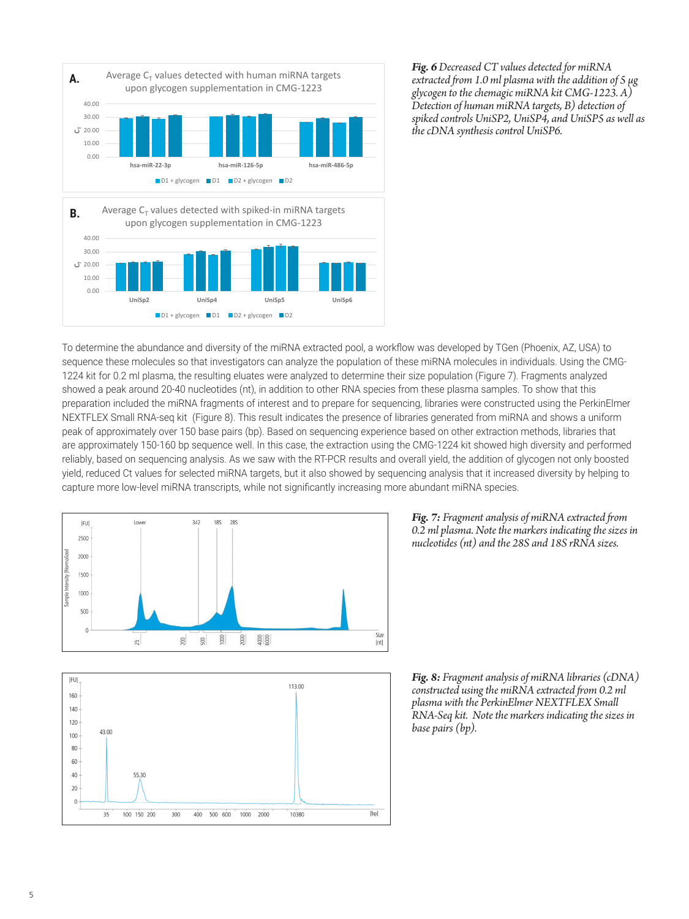***Fig. 6** Decreased CT values detected for miRNA extracted from 1.0 ml plasma with the addition of 5 µg glycogen to the chemagic miRNA kit CMG-1223. A) Detection of human miRNA targets, B) detection of spiked controls UniSP2, UniSP4, and UniSP5 as well as the cDNA synthesis control UniSP6.*

To determine the abundance and diversity of the miRNA extracted pool, a workflow was developed by TGen (Phoenix, AZ, USA) to sequence these molecules so that investigators can analyze the population of these miRNA molecules in individuals. Using the CMG-1224 kit for 0.2 ml plasma, the resulting eluates were analyzed to determine their size population (Figure 7). Fragments analyzed showed a peak around 20-40 nucleotides (nt), in addition to other RNA species from these plasma samples. To show that this preparation included the miRNA fragments of interest and to prepare for sequencing, libraries were constructed using the PerkinElmer NEXTFLEX Small RNA-seq kit (Figure 8). This result indicates the presence of libraries generated from miRNA and shows a uniform peak of approximately over 150 base pairs (bp). Based on sequencing experience based on other extraction methods, libraries that are approximately 150-160 bp sequence well. In this case, the extraction using the CMG-1224 kit showed high diversity and performed reliably, based on sequencing analysis. As we saw with the RT-PCR results and overall yield, the addition of glycogen not only boosted yield, reduced Ct values for selected miRNA targets, but it also showed by sequencing analysis that it increased diversity by helping to capture more low-level miRNA transcripts, while not significantly increasing more abundant miRNA species.

***Fig. 7:** Fragment analysis of miRNA extracted from 0.2 ml plasma. Note the markers indicating the sizes in nucleotides (nt) and the 28S and 18S rRNA sizes.*

***Fig. 8:** Fragment analysis of miRNA libraries (cDNA) constructed using the miRNA extracted from 0.2 ml plasma with the PerkinElmer NEXTFLEX Small RNA-Seq kit. Note the markers indicating the sizes in base pairs (bp).*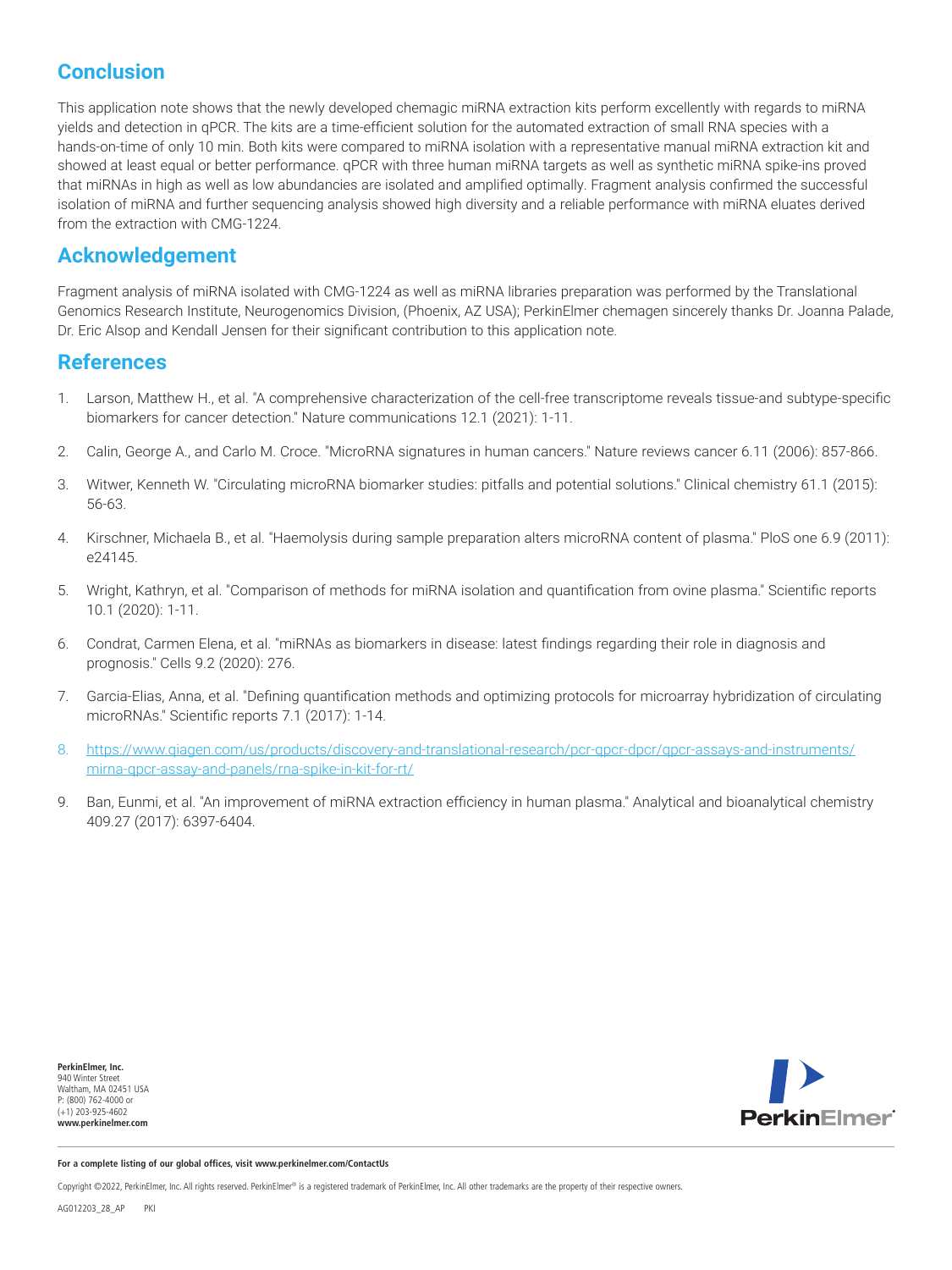## Conclusion

This application note shows that the newly developed chemagic miRNA extraction kits perform excellently with regards to miRNA yields and detection in qPCR. The kits are a time-efficient solution for the automated extraction of small RNA species with a hands-on-time of only 10 min. Both kits were compared to miRNA isolation with a representative manual miRNA extraction kit and showed at least equal or better performance. qPCR with three human miRNA targets as well as synthetic miRNA spike-ins proved that miRNAs in high as well as low abundancies are isolated and amplified optimally. Fragment analysis confirmed the successful isolation of miRNA and further sequencing analysis showed high diversity and a reliable performance with miRNA eluates derived from the extraction with CMG-1224.

## Acknowledgement

Fragment analysis of miRNA isolated with CMG-1224 as well as miRNA libraries preparation was performed by the Translational Genomics Research Institute, Neurogenomics Division, (Phoenix, AZ USA); PerkinElmer chemagen sincerely thanks Dr. Joanna Palade, Dr. Eric Alsop and Kendall Jensen for their significant contribution to this application note.

## References

1. Larson, Matthew H., et al. "A comprehensive characterization of the cell-free transcriptome reveals tissue-and subtype-specific biomarkers for cancer detection." Nature communications 12.1 (2021): 1-11.
2. Calin, George A., and Carlo M. Croce. "MicroRNA signatures in human cancers." Nature reviews cancer 6.11 (2006): 857-866.
3. Witwer, Kenneth W. "Circulating microRNA biomarker studies: pitfalls and potential solutions." Clinical chemistry 61.1 (2015): 56-63.
4. Kirschner, Michaela B., et al. "Haemolysis during sample preparation alters microRNA content of plasma." PloS one 6.9 (2011): e24145.
5. Wright, Kathryn, et al. "Comparison of methods for miRNA isolation and quantification from ovine plasma." Scientific reports 10.1 (2020): 1-11.
6. Condrat, Carmen Elena, et al. "miRNAs as biomarkers in disease: latest findings regarding their role in diagnosis and prognosis." Cells 9.2 (2020): 276.
7. Garcia-Elias, Anna, et al. "Defining quantification methods and optimizing protocols for microarray hybridization of circulating microRNAs." Scientific reports 7.1 (2017): 1-14.
8. https://www.qiagen.com/us/products/discovery-and-translational-research/pcr-qpcr-dpcr/qpcr-assays-and-instruments/mirna-qpcr-assay-and-panels/rna-spike-in-kit-for-rt/
9. Ban, Eunmi, et al. "An improvement of miRNA extraction efficiency in human plasma." Analytical and bioanalytical chemistry 409.27 (2017): 6397-6404.

**PerkinElmer, Inc.**
940 Winter Street
Waltham, MA 02451 USA
P: (800) 762-4000 or
(+1) 203-925-4602
**www.perkinelmer.com**

**For a complete listing of our global offices, visit www.perkinelmer.com/ContactUs**

Copyright ©2022, PerkinElmer, Inc. All rights reserved. PerkinElmer® is a registered trademark of PerkinElmer, Inc. All other trademarks are the property of their respective owners.

AG012203_28_AP PKI